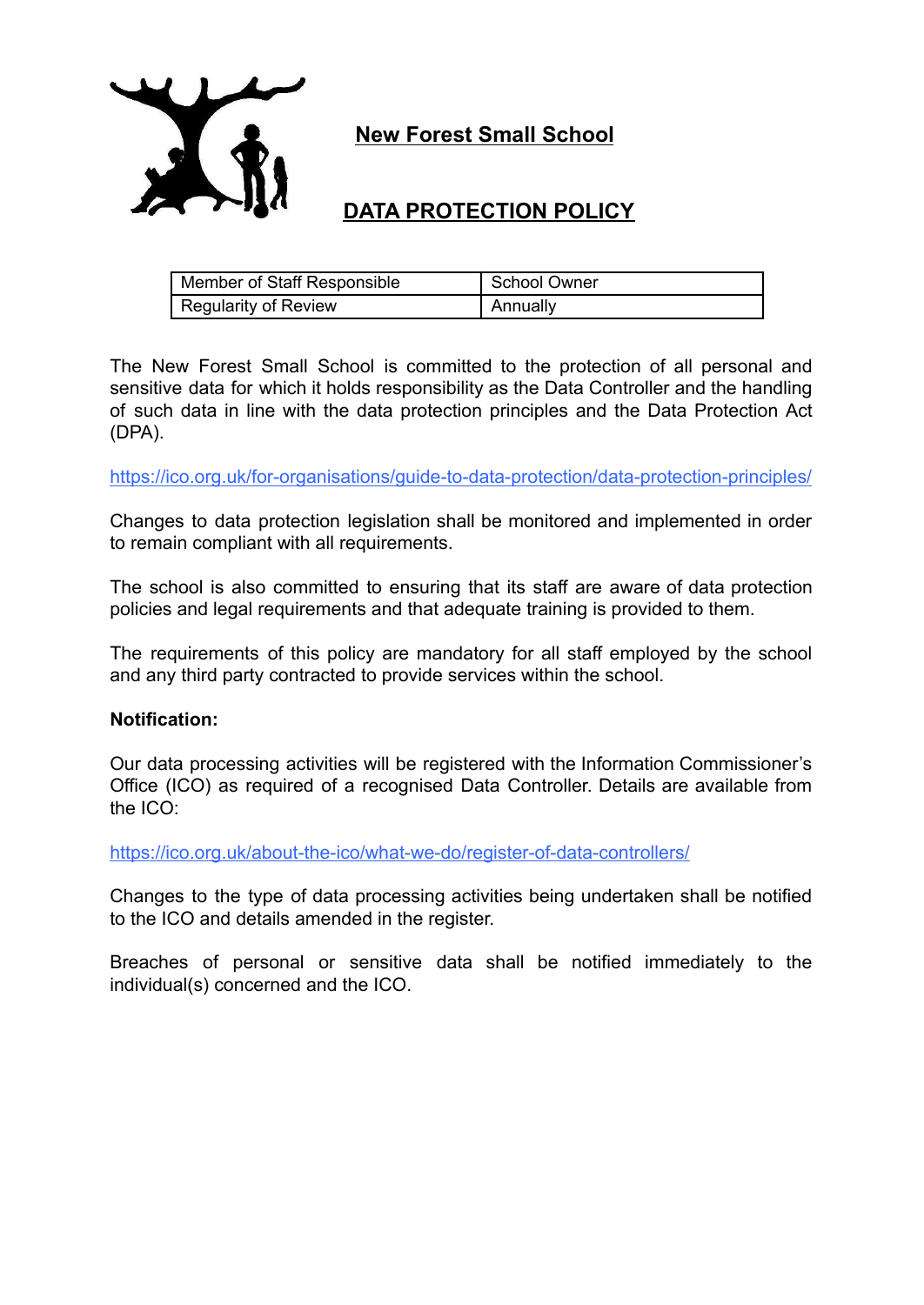# New Forest Small School

## DATA PROTECTION POLICY

| Member of Staff Responsible | School Owner |
| --- | --- |
| Regularity of Review | Annually |

The New Forest Small School is committed to the protection of all personal and sensitive data for which it holds responsibility as the Data Controller and the handling of such data in line with the data protection principles and the Data Protection Act (DPA).

https://ico.org.uk/for-organisations/guide-to-data-protection/data-protection-principles/

Changes to data protection legislation shall be monitored and implemented in order to remain compliant with all requirements.

The school is also committed to ensuring that its staff are aware of data protection policies and legal requirements and that adequate training is provided to them.

The requirements of this policy are mandatory for all staff employed by the school and any third party contracted to provide services within the school.

**Notification:**

Our data processing activities will be registered with the Information Commissioner's Office (ICO) as required of a recognised Data Controller. Details are available from the ICO:

https://ico.org.uk/about-the-ico/what-we-do/register-of-data-controllers/

Changes to the type of data processing activities being undertaken shall be notified to the ICO and details amended in the register.

Breaches of personal or sensitive data shall be notified immediately to the individual(s) concerned and the ICO.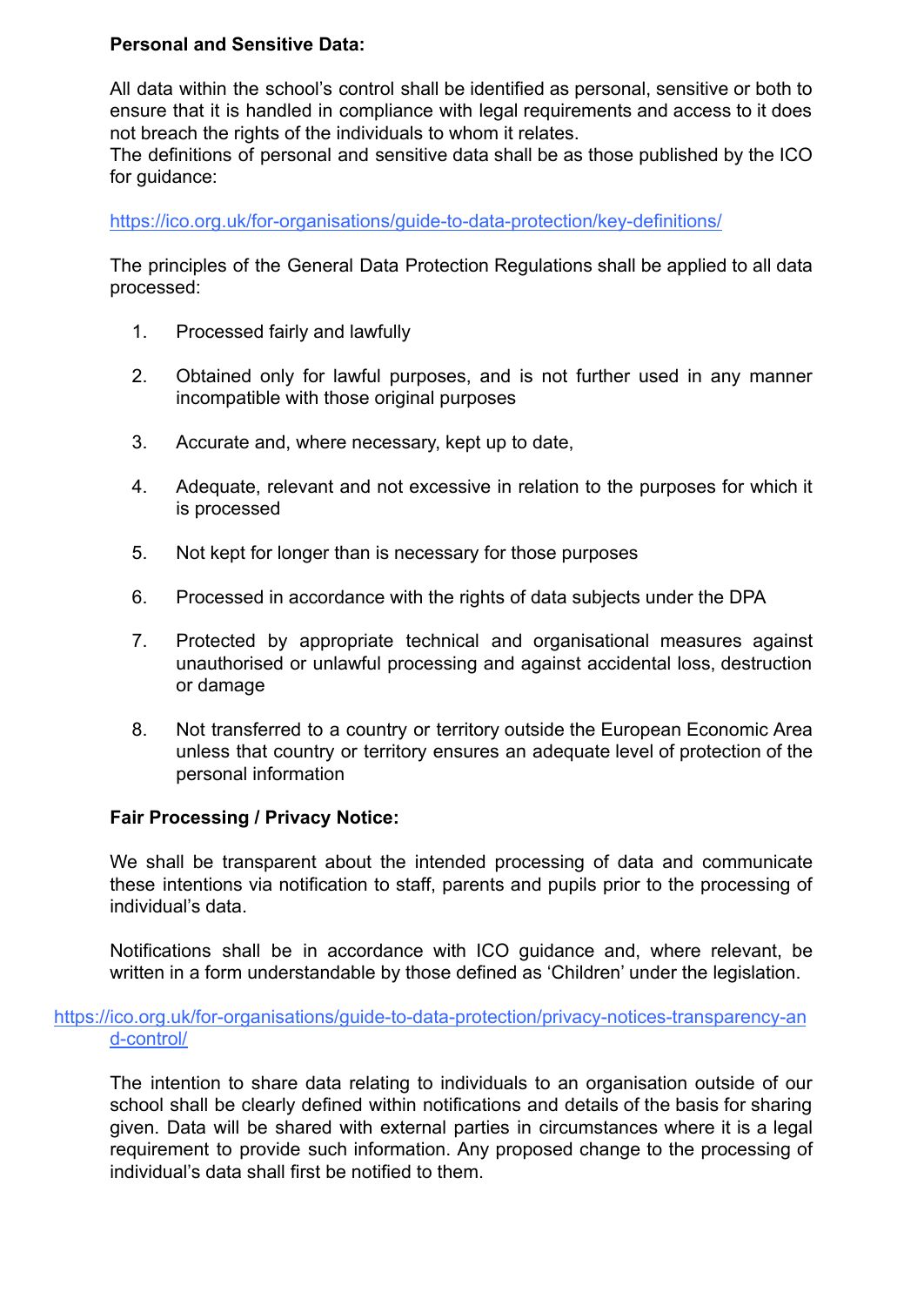**Personal and Sensitive Data:**

All data within the school's control shall be identified as personal, sensitive or both to ensure that it is handled in compliance with legal requirements and access to it does not breach the rights of the individuals to whom it relates.
The definitions of personal and sensitive data shall be as those published by the ICO for guidance:

https://ico.org.uk/for-organisations/guide-to-data-protection/key-definitions/

The principles of the General Data Protection Regulations shall be applied to all data processed:

1. Processed fairly and lawfully

2. Obtained only for lawful purposes, and is not further used in any manner incompatible with those original purposes

3. Accurate and, where necessary, kept up to date,

4. Adequate, relevant and not excessive in relation to the purposes for which it is processed

5. Not kept for longer than is necessary for those purposes

6. Processed in accordance with the rights of data subjects under the DPA

7. Protected by appropriate technical and organisational measures against unauthorised or unlawful processing and against accidental loss, destruction or damage

8. Not transferred to a country or territory outside the European Economic Area unless that country or territory ensures an adequate level of protection of the personal information

**Fair Processing / Privacy Notice:**

We shall be transparent about the intended processing of data and communicate these intentions via notification to staff, parents and pupils prior to the processing of individual's data.

Notifications shall be in accordance with ICO guidance and, where relevant, be written in a form understandable by those defined as 'Children' under the legislation.

https://ico.org.uk/for-organisations/guide-to-data-protection/privacy-notices-transparency-and-control/

The intention to share data relating to individuals to an organisation outside of our school shall be clearly defined within notifications and details of the basis for sharing given. Data will be shared with external parties in circumstances where it is a legal requirement to provide such information. Any proposed change to the processing of individual's data shall first be notified to them.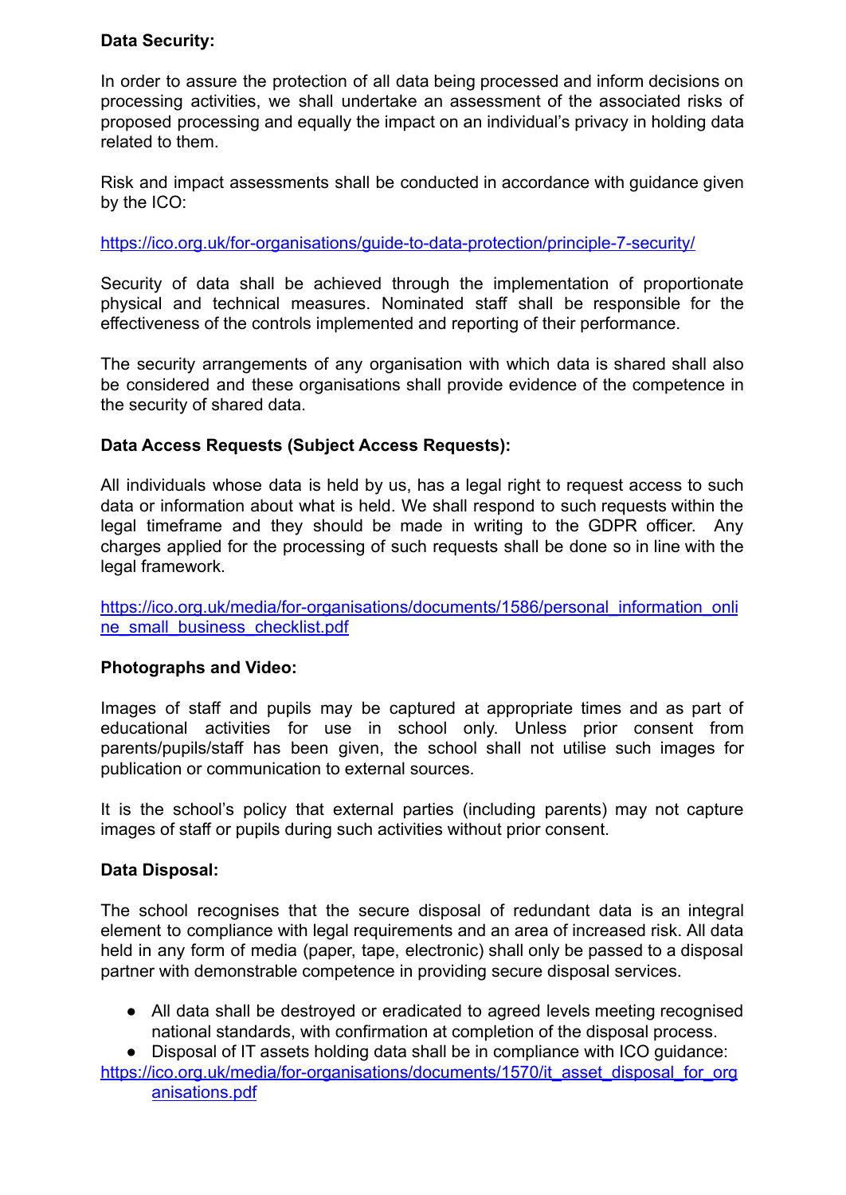**Data Security:**

In order to assure the protection of all data being processed and inform decisions on processing activities, we shall undertake an assessment of the associated risks of proposed processing and equally the impact on an individual's privacy in holding data related to them.

Risk and impact assessments shall be conducted in accordance with guidance given by the ICO:

https://ico.org.uk/for-organisations/guide-to-data-protection/principle-7-security/

Security of data shall be achieved through the implementation of proportionate physical and technical measures. Nominated staff shall be responsible for the effectiveness of the controls implemented and reporting of their performance.

The security arrangements of any organisation with which data is shared shall also be considered and these organisations shall provide evidence of the competence in the security of shared data.

**Data Access Requests (Subject Access Requests):**

All individuals whose data is held by us, has a legal right to request access to such data or information about what is held. We shall respond to such requests within the legal timeframe and they should be made in writing to the GDPR officer. Any charges applied for the processing of such requests shall be done so in line with the legal framework.

https://ico.org.uk/media/for-organisations/documents/1586/personal_information_online_small_business_checklist.pdf

**Photographs and Video:**

Images of staff and pupils may be captured at appropriate times and as part of educational activities for use in school only. Unless prior consent from parents/pupils/staff has been given, the school shall not utilise such images for publication or communication to external sources.

It is the school's policy that external parties (including parents) may not capture images of staff or pupils during such activities without prior consent.

**Data Disposal:**

The school recognises that the secure disposal of redundant data is an integral element to compliance with legal requirements and an area of increased risk. All data held in any form of media (paper, tape, electronic) shall only be passed to a disposal partner with demonstrable competence in providing secure disposal services.

- All data shall be destroyed or eradicated to agreed levels meeting recognised national standards, with confirmation at completion of the disposal process.
- Disposal of IT assets holding data shall be in compliance with ICO guidance: https://ico.org.uk/media/for-organisations/documents/1570/it_asset_disposal_for_organisations.pdf